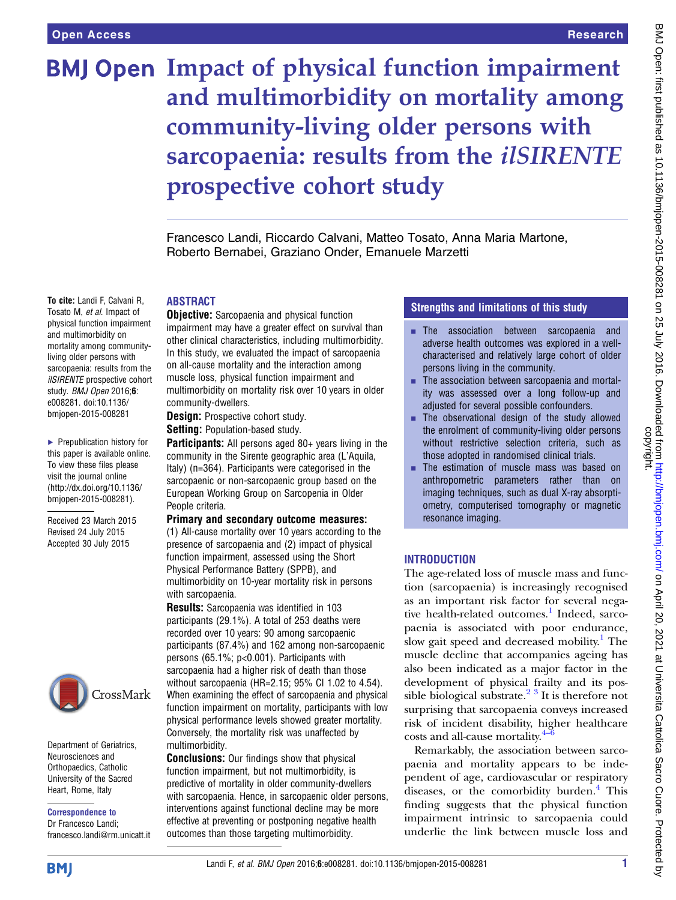# Impact of physical function impairment and multimorbidity on mortality among community-living older persons with sarcopaenia: results from the *ilSIRENTE* prospective cohort study

Francesco Landi, Riccardo Calvani, Matteo Tosato, Anna Maria Martone, Roberto Bernabei, Graziano Onder, Emanuele Marzetti

**To cite:** Landi F, Calvani R, Tosato M, *et al*. Impact of physical function impairment and multimorbidity on mortality among community-living older persons with sarcopaenia: results from the *ilSIRENTE* prospective cohort study. *BMJ Open* 2016;**6**: e008281. doi:10.1136/bmjopen-2015-008281

► Prepublication history for this paper is available online. To view these files please visit the journal online (http://dx.doi.org/10.1136/bmjopen-2015-008281).

Received 23 March 2015
Revised 24 July 2015
Accepted 30 July 2015

Department of Geriatrics, Neurosciences and Orthopaedics, Catholic University of the Sacred Heart, Rome, Italy

**Correspondence to**
Dr Francesco Landi;
francesco.landi@rm.unicatt.it

## ABSTRACT

**Objective:** Sarcopaenia and physical function impairment may have a greater effect on survival than other clinical characteristics, including multimorbidity. In this study, we evaluated the impact of sarcopaenia on all-cause mortality and the interaction among muscle loss, physical function impairment and multimorbidity on mortality risk over 10 years in older community-dwellers.

**Design:** Prospective cohort study.

**Setting:** Population-based study.

**Participants:** All persons aged 80+ years living in the community in the Sirente geographic area (L'Aquila, Italy) (n=364). Participants were categorised in the sarcopaenic or non-sarcopaenic group based on the European Working Group on Sarcopenia in Older People criteria.

**Primary and secondary outcome measures:** (1) All-cause mortality over 10 years according to the presence of sarcopaenia and (2) impact of physical function impairment, assessed using the Short Physical Performance Battery (SPPB), and multimorbidity on 10-year mortality risk in persons with sarcopaenia.

**Results:** Sarcopaenia was identified in 103 participants (29.1%). A total of 253 deaths were recorded over 10 years: 90 among sarcopaenic participants (87.4%) and 162 among non-sarcopaenic persons (65.1%; p<0.001). Participants with sarcopaenia had a higher risk of death than those without sarcopaenia (HR=2.15; 95% CI 1.02 to 4.54). When examining the effect of sarcopaenia and physical function impairment on mortality, participants with low physical performance levels showed greater mortality. Conversely, the mortality risk was unaffected by multimorbidity.

**Conclusions:** Our findings show that physical function impairment, but not multimorbidity, is predictive of mortality in older community-dwellers with sarcopaenia. Hence, in sarcopaenic older persons, interventions against functional decline may be more effective at preventing or postponing negative health outcomes than those targeting multimorbidity.

### Strengths and limitations of this study

- The association between sarcopaenia and adverse health outcomes was explored in a well-characterised and relatively large cohort of older persons living in the community.
- The association between sarcopaenia and mortality was assessed over a long follow-up and adjusted for several possible confounders.
- The observational design of the study allowed the enrolment of community-living older persons without restrictive selection criteria, such as those adopted in randomised clinical trials.
- The estimation of muscle mass was based on anthropometric parameters rather than on imaging techniques, such as dual X-ray absorptiometry, computerised tomography or magnetic resonance imaging.

## INTRODUCTION

The age-related loss of muscle mass and function (sarcopaenia) is increasingly recognised as an important risk factor for several negative health-related outcomes.[1] Indeed, sarcopaenia is associated with poor endurance, slow gait speed and decreased mobility.[1] The muscle decline that accompanies ageing has also been indicated as a major factor in the development of physical frailty and its possible biological substrate.[2,3] It is therefore not surprising that sarcopaenia conveys increased risk of incident disability, higher healthcare costs and all-cause mortality.[4–6]

Remarkably, the association between sarcopaenia and mortality appears to be independent of age, cardiovascular or respiratory diseases, or the comorbidity burden.[4] This finding suggests that the physical function impairment intrinsic to sarcopaenia could underlie the link between muscle loss and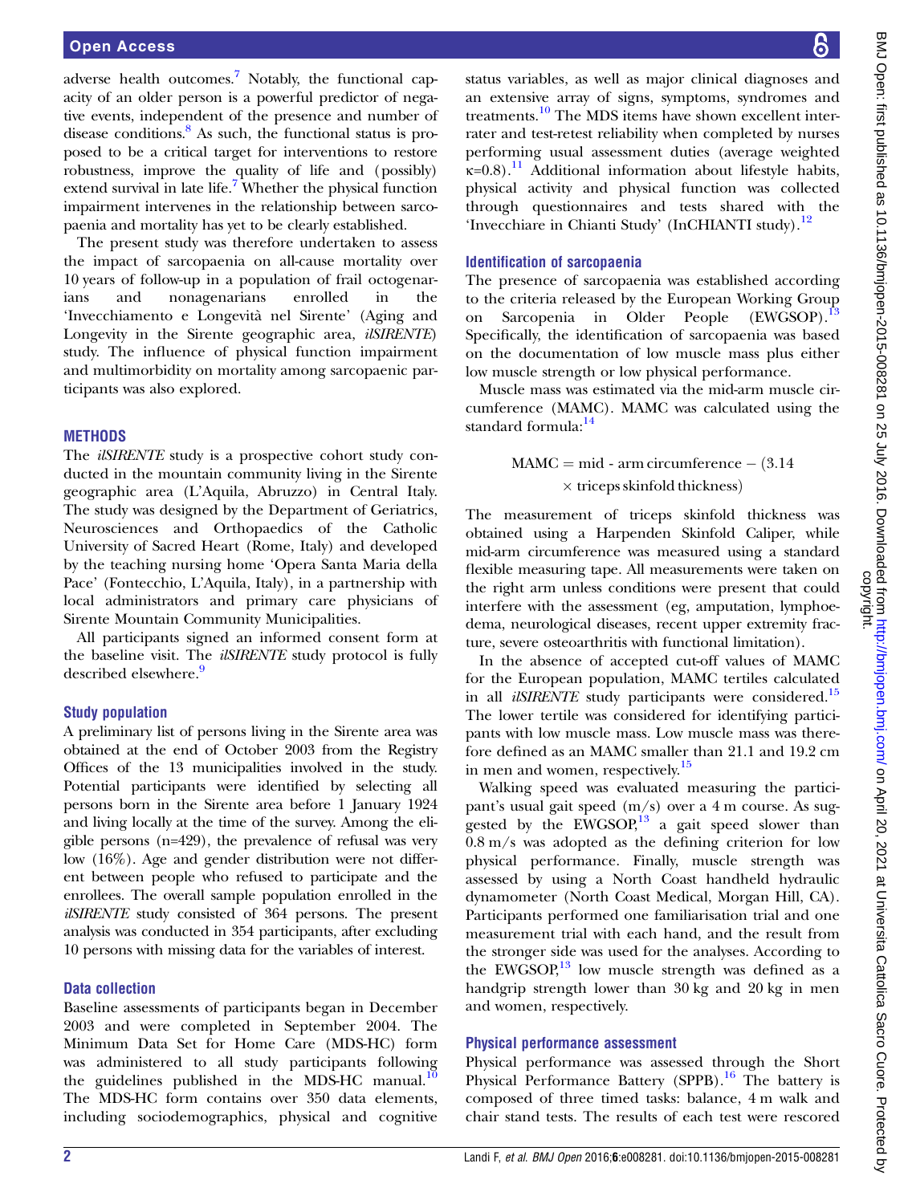adverse health outcomes.[7] Notably, the functional capacity of an older person is a powerful predictor of negative events, independent of the presence and number of disease conditions.[8] As such, the functional status is proposed to be a critical target for interventions to restore robustness, improve the quality of life and (possibly) extend survival in late life.[7] Whether the physical function impairment intervenes in the relationship between sarcopaenia and mortality has yet to be clearly established.

The present study was therefore undertaken to assess the impact of sarcopaenia on all-cause mortality over 10 years of follow-up in a population of frail octogenarians and nonagenarians enrolled in the 'Invecchiamento e Longevità nel Sirente' (Aging and Longevity in the Sirente geographic area, *ilSIRENTE*) study. The influence of physical function impairment and multimorbidity on mortality among sarcopaenic participants was also explored.

## METHODS

The *ilSIRENTE* study is a prospective cohort study conducted in the mountain community living in the Sirente geographic area (L'Aquila, Abruzzo) in Central Italy. The study was designed by the Department of Geriatrics, Neurosciences and Orthopaedics of the Catholic University of Sacred Heart (Rome, Italy) and developed by the teaching nursing home 'Opera Santa Maria della Pace' (Fontecchio, L'Aquila, Italy), in a partnership with local administrators and primary care physicians of Sirente Mountain Community Municipalities.

All participants signed an informed consent form at the baseline visit. The *ilSIRENTE* study protocol is fully described elsewhere.[9]

### Study population

A preliminary list of persons living in the Sirente area was obtained at the end of October 2003 from the Registry Offices of the 13 municipalities involved in the study. Potential participants were identified by selecting all persons born in the Sirente area before 1 January 1924 and living locally at the time of the survey. Among the eligible persons (n=429), the prevalence of refusal was very low (16%). Age and gender distribution were not different between people who refused to participate and the enrollees. The overall sample population enrolled in the *ilSIRENTE* study consisted of 364 persons. The present analysis was conducted in 354 participants, after excluding 10 persons with missing data for the variables of interest.

### Data collection

Baseline assessments of participants began in December 2003 and were completed in September 2004. The Minimum Data Set for Home Care (MDS-HC) form was administered to all study participants following the guidelines published in the MDS-HC manual.[10] The MDS-HC form contains over 350 data elements, including sociodemographics, physical and cognitive status variables, as well as major clinical diagnoses and an extensive array of signs, symptoms, syndromes and treatments.[10] The MDS items have shown excellent inter-rater and test-retest reliability when completed by nurses performing usual assessment duties (average weighted $\kappa$=0.8).[11] Additional information about lifestyle habits, physical activity and physical function was collected through questionnaires and tests shared with the 'Invecchiare in Chianti Study' (InCHIANTI study).[12]

### Identification of sarcopaenia

The presence of sarcopaenia was established according to the criteria released by the European Working Group on Sarcopenia in Older People (EWGSOP).[13] Specifically, the identification of sarcopaenia was based on the documentation of low muscle mass plus either low muscle strength or low physical performance.

Muscle mass was estimated via the mid-arm muscle circumference (MAMC). MAMC was calculated using the standard formula:[14]

$$\text{MAMC} = \text{mid - arm circumference} - (3.14 \times \text{triceps skinfold thickness})$$

The measurement of triceps skinfold thickness was obtained using a Harpenden Skinfold Caliper, while mid-arm circumference was measured using a standard flexible measuring tape. All measurements were taken on the right arm unless conditions were present that could interfere with the assessment (eg, amputation, lymphoedema, neurological diseases, recent upper extremity fracture, severe osteoarthritis with functional limitation).

In the absence of accepted cut-off values of MAMC for the European population, MAMC tertiles calculated in all *ilSIRENTE* study participants were considered.[15] The lower tertile was considered for identifying participants with low muscle mass. Low muscle mass was therefore defined as an MAMC smaller than 21.1 and 19.2 cm in men and women, respectively.[15]

Walking speed was evaluated measuring the participant's usual gait speed (m/s) over a 4 m course. As suggested by the EWGSOP,[13] a gait speed slower than 0.8 m/s was adopted as the defining criterion for low physical performance. Finally, muscle strength was assessed by using a North Coast handheld hydraulic dynamometer (North Coast Medical, Morgan Hill, CA). Participants performed one familiarisation trial and one measurement trial with each hand, and the result from the stronger side was used for the analyses. According to the EWGSOP,[13] low muscle strength was defined as a handgrip strength lower than 30 kg and 20 kg in men and women, respectively.

### Physical performance assessment

Physical performance was assessed through the Short Physical Performance Battery (SPPB).[16] The battery is composed of three timed tasks: balance, 4 m walk and chair stand tests. The results of each test were rescored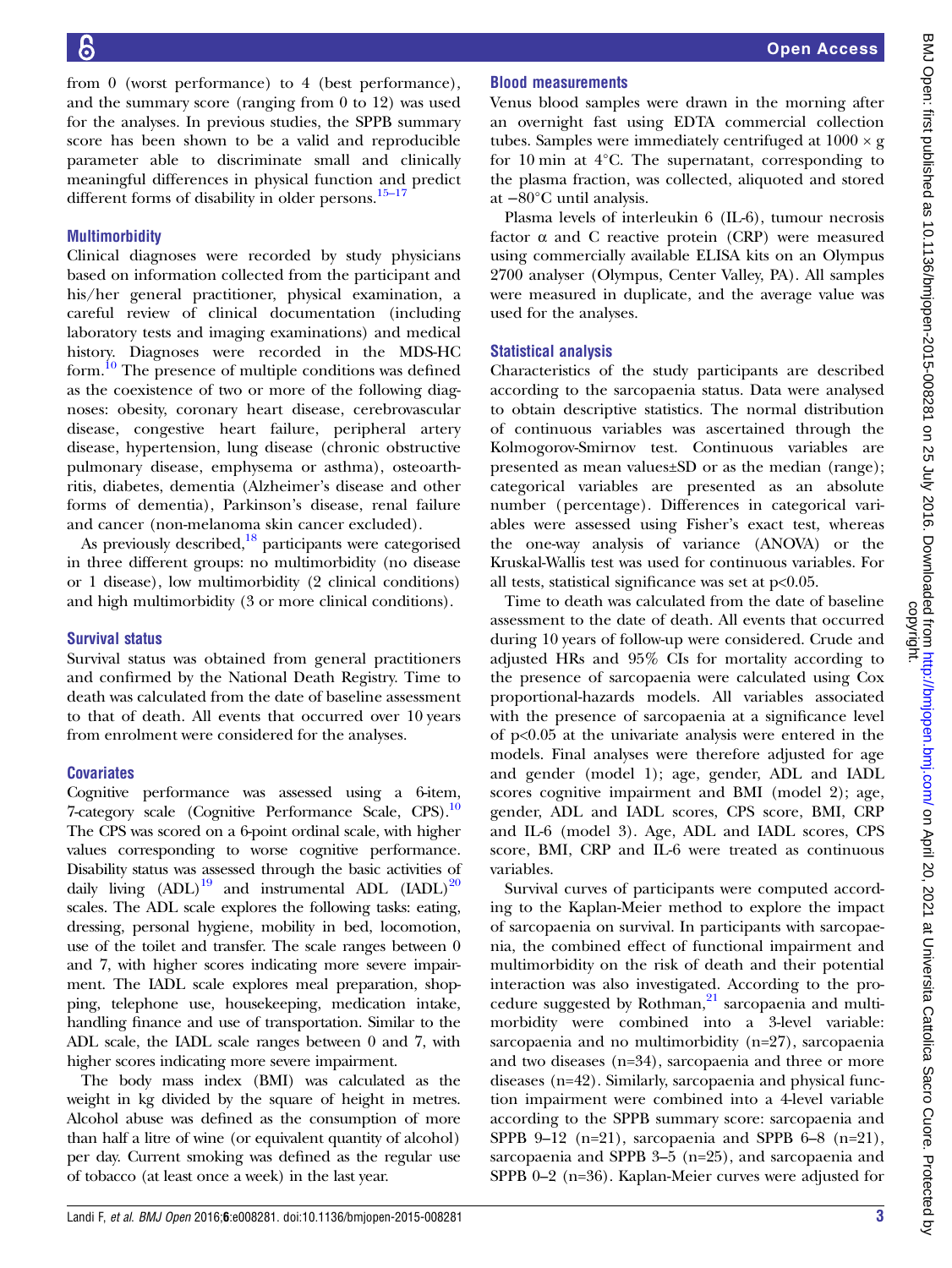from 0 (worst performance) to 4 (best performance), and the summary score (ranging from 0 to 12) was used for the analyses. In previous studies, the SPPB summary score has been shown to be a valid and reproducible parameter able to discriminate small and clinically meaningful differences in physical function and predict different forms of disability in older persons.[15–17]

### Multimorbidity

Clinical diagnoses were recorded by study physicians based on information collected from the participant and his/her general practitioner, physical examination, a careful review of clinical documentation (including laboratory tests and imaging examinations) and medical history. Diagnoses were recorded in the MDS-HC form.[10] The presence of multiple conditions was defined as the coexistence of two or more of the following diagnoses: obesity, coronary heart disease, cerebrovascular disease, congestive heart failure, peripheral artery disease, hypertension, lung disease (chronic obstructive pulmonary disease, emphysema or asthma), osteoarthritis, diabetes, dementia (Alzheimer's disease and other forms of dementia), Parkinson's disease, renal failure and cancer (non-melanoma skin cancer excluded).

As previously described,[18] participants were categorised in three different groups: no multimorbidity (no disease or 1 disease), low multimorbidity (2 clinical conditions) and high multimorbidity (3 or more clinical conditions).

### Survival status

Survival status was obtained from general practitioners and confirmed by the National Death Registry. Time to death was calculated from the date of baseline assessment to that of death. All events that occurred over 10 years from enrolment were considered for the analyses.

### Covariates

Cognitive performance was assessed using a 6-item, 7-category scale (Cognitive Performance Scale, CPS).[10] The CPS was scored on a 6-point ordinal scale, with higher values corresponding to worse cognitive performance. Disability status was assessed through the basic activities of daily living (ADL)[19] and instrumental ADL (IADL)[20] scales. The ADL scale explores the following tasks: eating, dressing, personal hygiene, mobility in bed, locomotion, use of the toilet and transfer. The scale ranges between 0 and 7, with higher scores indicating more severe impairment. The IADL scale explores meal preparation, shopping, telephone use, housekeeping, medication intake, handling finance and use of transportation. Similar to the ADL scale, the IADL scale ranges between 0 and 7, with higher scores indicating more severe impairment.

The body mass index (BMI) was calculated as the weight in kg divided by the square of height in metres. Alcohol abuse was defined as the consumption of more than half a litre of wine (or equivalent quantity of alcohol) per day. Current smoking was defined as the regular use of tobacco (at least once a week) in the last year.

### Blood measurements

Venus blood samples were drawn in the morning after an overnight fast using EDTA commercial collection tubes. Samples were immediately centrifuged at $1000 \times g$ for 10 min at 4°C. The supernatant, corresponding to the plasma fraction, was collected, aliquoted and stored at −80°C until analysis.

Plasma levels of interleukin 6 (IL-6), tumour necrosis factor α and C reactive protein (CRP) were measured using commercially available ELISA kits on an Olympus 2700 analyser (Olympus, Center Valley, PA). All samples were measured in duplicate, and the average value was used for the analyses.

### Statistical analysis

Characteristics of the study participants are described according to the sarcopaenia status. Data were analysed to obtain descriptive statistics. The normal distribution of continuous variables was ascertained through the Kolmogorov-Smirnov test. Continuous variables are presented as mean values±SD or as the median (range); categorical variables are presented as an absolute number (percentage). Differences in categorical variables were assessed using Fisher's exact test, whereas the one-way analysis of variance (ANOVA) or the Kruskal-Wallis test was used for continuous variables. For all tests, statistical significance was set at $p<0.05$.

Time to death was calculated from the date of baseline assessment to the date of death. All events that occurred during 10 years of follow-up were considered. Crude and adjusted HRs and 95% CIs for mortality according to the presence of sarcopaenia were calculated using Cox proportional-hazards models. All variables associated with the presence of sarcopaenia at a significance level of $p<0.05$ at the univariate analysis were entered in the models. Final analyses were therefore adjusted for age and gender (model 1); age, gender, ADL and IADL scores cognitive impairment and BMI (model 2); age, gender, ADL and IADL scores, CPS score, BMI, CRP and IL-6 (model 3). Age, ADL and IADL scores, CPS score, BMI, CRP and IL-6 were treated as continuous variables.

Survival curves of participants were computed according to the Kaplan-Meier method to explore the impact of sarcopaenia on survival. In participants with sarcopaenia, the combined effect of functional impairment and multimorbidity on the risk of death and their potential interaction was also investigated. According to the procedure suggested by Rothman,[21] sarcopaenia and multimorbidity were combined into a 3-level variable: sarcopaenia and no multimorbidity (n=27), sarcopaenia and two diseases (n=34), sarcopaenia and three or more diseases (n=42). Similarly, sarcopaenia and physical function impairment were combined into a 4-level variable according to the SPPB summary score: sarcopaenia and SPPB 9–12 (n=21), sarcopaenia and SPPB 6–8 (n=21), sarcopaenia and SPPB 3–5 (n=25), and sarcopaenia and SPPB 0–2 (n=36). Kaplan-Meier curves were adjusted for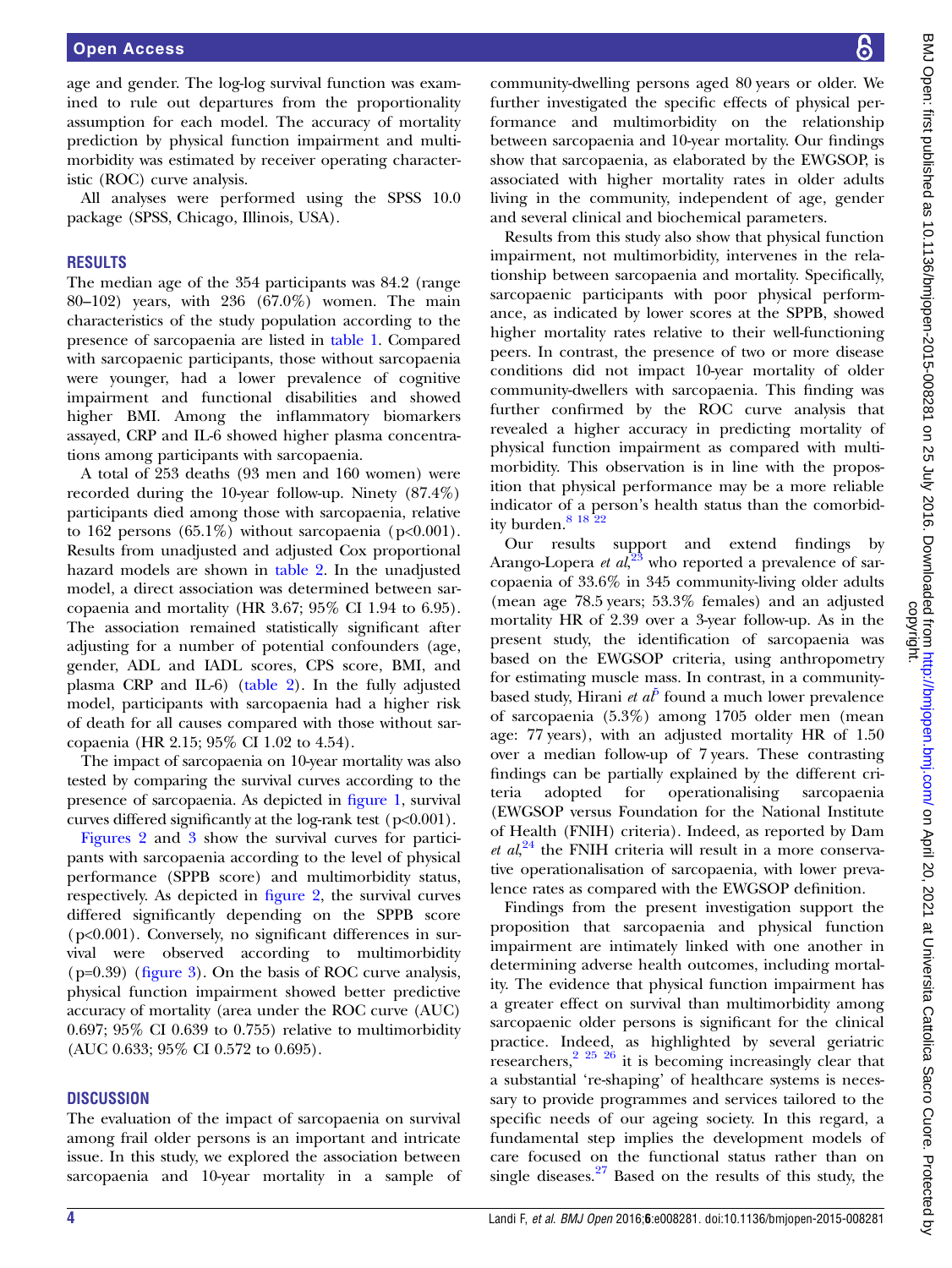age and gender. The log-log survival function was examined to rule out departures from the proportionality assumption for each model. The accuracy of mortality prediction by physical function impairment and multimorbidity was estimated by receiver operating characteristic (ROC) curve analysis.

All analyses were performed using the SPSS 10.0 package (SPSS, Chicago, Illinois, USA).

## RESULTS

The median age of the 354 participants was 84.2 (range 80–102) years, with 236 (67.0%) women. The main characteristics of the study population according to the presence of sarcopaenia are listed in table 1. Compared with sarcopaenic participants, those without sarcopaenia were younger, had a lower prevalence of cognitive impairment and functional disabilities and showed higher BMI. Among the inflammatory biomarkers assayed, CRP and IL-6 showed higher plasma concentrations among participants with sarcopaenia.

A total of 253 deaths (93 men and 160 women) were recorded during the 10-year follow-up. Ninety (87.4%) participants died among those with sarcopaenia, relative to 162 persons (65.1%) without sarcopaenia ($p<0.001$). Results from unadjusted and adjusted Cox proportional hazard models are shown in table 2. In the unadjusted model, a direct association was determined between sarcopaenia and mortality (HR 3.67; 95% CI 1.94 to 6.95). The association remained statistically significant after adjusting for a number of potential confounders (age, gender, ADL and IADL scores, CPS score, BMI, and plasma CRP and IL-6) (table 2). In the fully adjusted model, participants with sarcopaenia had a higher risk of death for all causes compared with those without sarcopaenia (HR 2.15; 95% CI 1.02 to 4.54).

The impact of sarcopaenia on 10-year mortality was also tested by comparing the survival curves according to the presence of sarcopaenia. As depicted in figure 1, survival curves differed significantly at the log-rank test ($p<0.001$).

Figures 2 and 3 show the survival curves for participants with sarcopaenia according to the level of physical performance (SPPB score) and multimorbidity status, respectively. As depicted in figure 2, the survival curves differed significantly depending on the SPPB score ($p<0.001$). Conversely, no significant differences in survival were observed according to multimorbidity ($p=0.39$) (figure 3). On the basis of ROC curve analysis, physical function impairment showed better predictive accuracy of mortality (area under the ROC curve (AUC) 0.697; 95% CI 0.639 to 0.755) relative to multimorbidity (AUC 0.633; 95% CI 0.572 to 0.695).

## DISCUSSION

The evaluation of the impact of sarcopaenia on survival among frail older persons is an important and intricate issue. In this study, we explored the association between sarcopaenia and 10-year mortality in a sample of community-dwelling persons aged 80 years or older. We further investigated the specific effects of physical performance and multimorbidity on the relationship between sarcopaenia and 10-year mortality. Our findings show that sarcopaenia, as elaborated by the EWGSOP, is associated with higher mortality rates in older adults living in the community, independent of age, gender and several clinical and biochemical parameters.

Results from this study also show that physical function impairment, not multimorbidity, intervenes in the relationship between sarcopaenia and mortality. Specifically, sarcopaenic participants with poor physical performance, as indicated by lower scores at the SPPB, showed higher mortality rates relative to their well-functioning peers. In contrast, the presence of two or more disease conditions did not impact 10-year mortality of older community-dwellers with sarcopaenia. This finding was further confirmed by the ROC curve analysis that revealed a higher accuracy in predicting mortality of physical function impairment as compared with multimorbidity. This observation is in line with the proposition that physical performance may be a more reliable indicator of a person's health status than the comorbidity burden.[8 18 22]

Our results support and extend findings by Arango-Lopera *et al*,[23] who reported a prevalence of sarcopaenia of 33.6% in 345 community-living older adults (mean age 78.5 years; 53.3% females) and an adjusted mortality HR of 2.39 over a 3-year follow-up. As in the present study, the identification of sarcopaenia was based on the EWGSOP criteria, using anthropometry for estimating muscle mass. In contrast, in a community-based study, Hirani *et al*[5] found a much lower prevalence of sarcopaenia (5.3%) among 1705 older men (mean age: 77 years), with an adjusted mortality HR of 1.50 over a median follow-up of 7 years. These contrasting findings can be partially explained by the different criteria adopted for operationalising sarcopaenia (EWGSOP versus Foundation for the National Institute of Health (FNIH) criteria). Indeed, as reported by Dam *et al*,[24] the FNIH criteria will result in a more conservative operationalisation of sarcopaenia, with lower prevalence rates as compared with the EWGSOP definition.

Findings from the present investigation support the proposition that sarcopaenia and physical function impairment are intimately linked with one another in determining adverse health outcomes, including mortality. The evidence that physical function impairment has a greater effect on survival than multimorbidity among sarcopaenic older persons is significant for the clinical practice. Indeed, as highlighted by several geriatric researchers,[2 25 26] it is becoming increasingly clear that a substantial 're-shaping' of healthcare systems is necessary to provide programmes and services tailored to the specific needs of our ageing society. In this regard, a fundamental step implies the development models of care focused on the functional status rather than on single diseases.[27] Based on the results of this study, the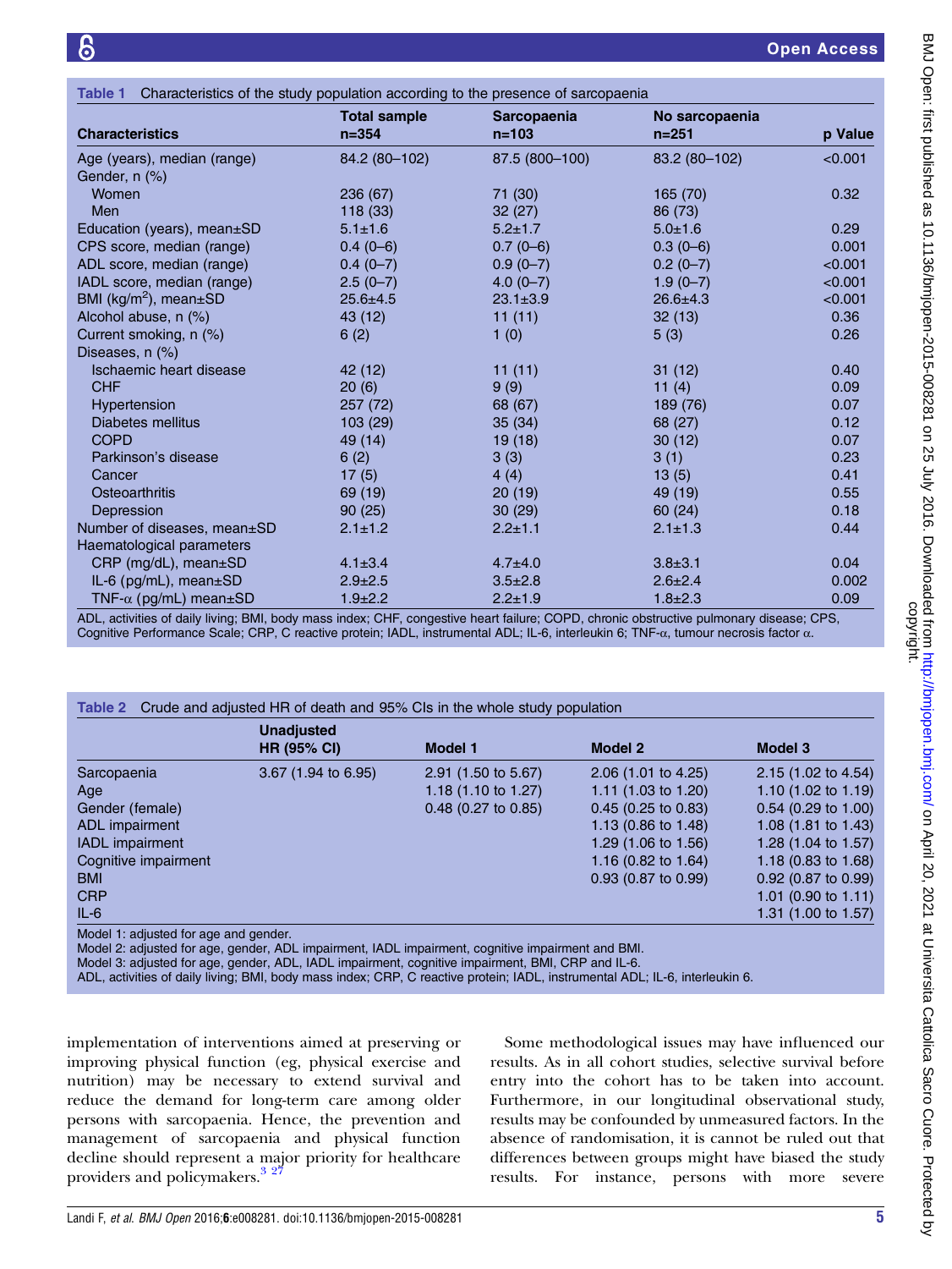**Table 1** Characteristics of the study population according to the presence of sarcopaenia

| Characteristics | Total sample n=354 | Sarcopaenia n=103 | No sarcopaenia n=251 | p Value |
|---|---|---|---|---|
| Age (years), median (range) | 84.2 (80–102) | 87.5 (800–100) | 83.2 (80–102) | <0.001 |
| Gender, n (%) | | | | |
| Women | 236 (67) | 71 (30) | 165 (70) | 0.32 |
| Men | 118 (33) | 32 (27) | 86 (73) | |
| Education (years), mean±SD | 5.1±1.6 | 5.2±1.7 | 5.0±1.6 | 0.29 |
| CPS score, median (range) | 0.4 (0–6) | 0.7 (0–6) | 0.3 (0–6) | 0.001 |
| ADL score, median (range) | 0.4 (0–7) | 0.9 (0–7) | 0.2 (0–7) | <0.001 |
| IADL score, median (range) | 2.5 (0–7) | 4.0 (0–7) | 1.9 (0–7) | <0.001 |
| BMI (kg/m$^2$), mean±SD | 25.6±4.5 | 23.1±3.9 | 26.6±4.3 | <0.001 |
| Alcohol abuse, n (%) | 43 (12) | 11 (11) | 32 (13) | 0.36 |
| Current smoking, n (%) | 6 (2) | 1 (0) | 5 (3) | 0.26 |
| Diseases, n (%) | | | | |
| Ischaemic heart disease | 42 (12) | 11 (11) | 31 (12) | 0.40 |
| CHF | 20 (6) | 9 (9) | 11 (4) | 0.09 |
| Hypertension | 257 (72) | 68 (67) | 189 (76) | 0.07 |
| Diabetes mellitus | 103 (29) | 35 (34) | 68 (27) | 0.12 |
| COPD | 49 (14) | 19 (18) | 30 (12) | 0.07 |
| Parkinson's disease | 6 (2) | 3 (3) | 3 (1) | 0.23 |
| Cancer | 17 (5) | 4 (4) | 13 (5) | 0.41 |
| Osteoarthritis | 69 (19) | 20 (19) | 49 (19) | 0.55 |
| Depression | 90 (25) | 30 (29) | 60 (24) | 0.18 |
| Number of diseases, mean±SD | 2.1±1.2 | 2.2±1.1 | 2.1±1.3 | 0.44 |
| Haematological parameters | | | | |
| CRP (mg/dL), mean±SD | 4.1±3.4 | 4.7±4.0 | 3.8±3.1 | 0.04 |
| IL-6 (pg/mL), mean±SD | 2.9±2.5 | 3.5±2.8 | 2.6±2.4 | 0.002 |
| TNF-α (pg/mL) mean±SD | 1.9±2.2 | 2.2±1.9 | 1.8±2.3 | 0.09 |

ADL, activities of daily living; BMI, body mass index; CHF, congestive heart failure; COPD, chronic obstructive pulmonary disease; CPS, Cognitive Performance Scale; CRP, C reactive protein; IADL, instrumental ADL; IL-6, interleukin 6; TNF-α, tumour necrosis factor α.

**Table 2** Crude and adjusted HR of death and 95% CIs in the whole study population

| | Unadjusted HR (95% CI) | Model 1 | Model 2 | Model 3 |
|---|---|---|---|---|
| Sarcopaenia | 3.67 (1.94 to 6.95) | 2.91 (1.50 to 5.67) | 2.06 (1.01 to 4.25) | 2.15 (1.02 to 4.54) |
| Age | | 1.18 (1.10 to 1.27) | 1.11 (1.03 to 1.20) | 1.10 (1.02 to 1.19) |
| Gender (female) | | 0.48 (0.27 to 0.85) | 0.45 (0.25 to 0.83) | 0.54 (0.29 to 1.00) |
| ADL impairment | | | 1.13 (0.86 to 1.48) | 1.08 (1.81 to 1.43) |
| IADL impairment | | | 1.29 (1.06 to 1.56) | 1.28 (1.04 to 1.57) |
| Cognitive impairment | | | 1.16 (0.82 to 1.64) | 1.18 (0.83 to 1.68) |
| BMI | | | 0.93 (0.87 to 0.99) | 0.92 (0.87 to 0.99) |
| CRP | | | | 1.01 (0.90 to 1.11) |
| IL-6 | | | | 1.31 (1.00 to 1.57) |

Model 1: adjusted for age and gender.
Model 2: adjusted for age, gender, ADL impairment, IADL impairment, cognitive impairment and BMI.
Model 3: adjusted for age, gender, ADL, IADL impairment, cognitive impairment, BMI, CRP and IL-6.
ADL, activities of daily living; BMI, body mass index; CRP, C reactive protein; IADL, instrumental ADL; IL-6, interleukin 6.

implementation of interventions aimed at preserving or improving physical function (eg, physical exercise and nutrition) may be necessary to extend survival and reduce the demand for long-term care among older persons with sarcopaenia. Hence, the prevention and management of sarcopaenia and physical function decline should represent a major priority for healthcare providers and policymakers.[3 27]

Some methodological issues may have influenced our results. As in all cohort studies, selective survival before entry into the cohort has to be taken into account. Furthermore, in our longitudinal observational study, results may be confounded by unmeasured factors. In the absence of randomisation, it is cannot be ruled out that differences between groups might have biased the study results. For instance, persons with more severe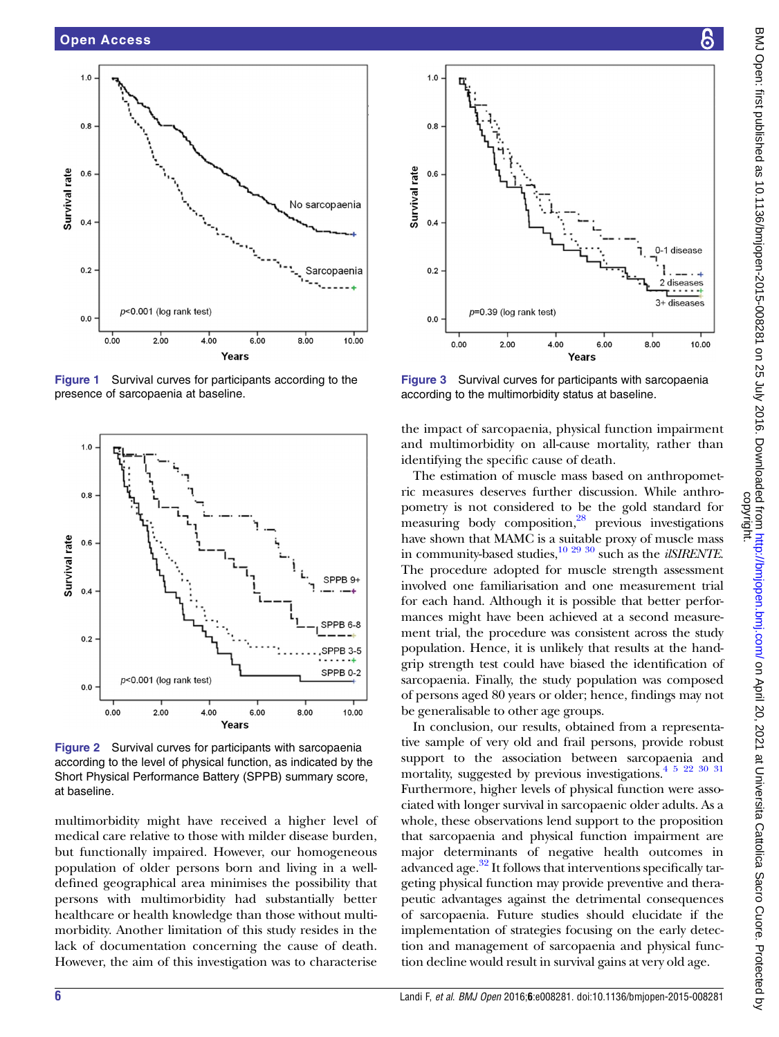Figure 1 Survival curves for participants according to the presence of sarcopaenia at baseline.

Figure 2 Survival curves for participants with sarcopaenia according to the level of physical function, as indicated by the Short Physical Performance Battery (SPPB) summary score, at baseline.

multimorbidity might have received a higher level of medical care relative to those with milder disease burden, but functionally impaired. However, our homogeneous population of older persons born and living in a well-defined geographical area minimises the possibility that persons with multimorbidity had substantially better healthcare or health knowledge than those without multimorbidity. Another limitation of this study resides in the lack of documentation concerning the cause of death. However, the aim of this investigation was to characterise the impact of sarcopaenia, physical function impairment and multimorbidity on all-cause mortality, rather than identifying the specific cause of death.

Figure 3 Survival curves for participants with sarcopaenia according to the multimorbidity status at baseline.

The estimation of muscle mass based on anthropometric measures deserves further discussion. While anthropometry is not considered to be the gold standard for measuring body composition,[28] previous investigations have shown that MAMC is a suitable proxy of muscle mass in community-based studies,[10 29 30] such as the *ilSIRENTE*. The procedure adopted for muscle strength assessment involved one familiarisation and one measurement trial for each hand. Although it is possible that better performances might have been achieved at a second measurement trial, the procedure was consistent across the study population. Hence, it is unlikely that results at the handgrip strength test could have biased the identification of sarcopaenia. Finally, the study population was composed of persons aged 80 years or older; hence, findings may not be generalisable to other age groups.

In conclusion, our results, obtained from a representative sample of very old and frail persons, provide robust support to the association between sarcopaenia and mortality, suggested by previous investigations.[4 5 22 30 31] Furthermore, higher levels of physical function were associated with longer survival in sarcopaenic older adults. As a whole, these observations lend support to the proposition that sarcopaenia and physical function impairment are major determinants of negative health outcomes in advanced age.[32] It follows that interventions specifically targeting physical function may provide preventive and therapeutic advantages against the detrimental consequences of sarcopaenia. Future studies should elucidate if the implementation of strategies focusing on the early detection and management of sarcopaenia and physical function decline would result in survival gains at very old age.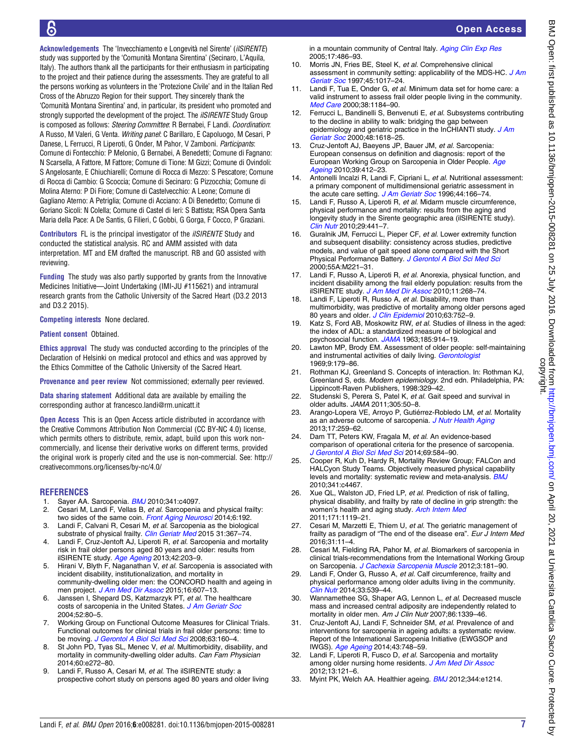**Acknowledgements** The 'Invecchiamento e Longevità nel Sirente' (*ilSIRENTE*) study was supported by the 'Comunità Montana Sirentina' (Secinaro, L'Aquila, Italy). The authors thank all the participants for their enthusiasm in participating to the project and their patience during the assessments. They are grateful to all the persons working as volunteers in the 'Protezione Civile' and in the Italian Red Cross of the Abruzzo Region for their support. They sincerely thank the 'Comunità Montana Sirentina' and, in particular, its president who promoted and strongly supported the development of the project. The *ilSIRENTE* Study Group is composed as follows: *Steering Committee*: R Bernabei, F Landi. *Coordination*: A Russo, M Valeri, G Venta. *Writing panel*: C Barillaro, E Capoluogo, M Cesari, P Danese, L Ferrucci, R Liperoti, G Onder, M Pahor, V Zamboni. *Participants*: Comune di Fontecchio: P Melonio, G Bernabei, A Benedetti; Comune di Fagnano: N Scarsella, A Fattore, M Fattore; Comune di Tione: M Gizzi; Comune di Ovindoli: S Angelosante, E Chiuchiarelli; Comune di Rocca di Mezzo: S Pescatore; Comune di Rocca di Cambio: G Scoccia; Comune di Secinaro: G Pizzocchia; Comune di Molina Aterno: P Di Fiore; Comune di Castelvecchio: A Leone; Comune di Gagliano Aterno: A Petriglia; Comune di Acciano: A Di Benedetto; Comune di Goriano Sicoli: N Colella; Comune di Castel di Ieri: S Battista; RSA Opera Santa Maria della Pace: A De Santis, G Filieri, C Gobbi, G Gorga, F Cocco, P Graziani.

**Contributors** FL is the principal investigator of the *ilSIRENTE* Study and conducted the statistical analysis. RC and AMM assisted with data interpretation. MT and EM drafted the manuscript. RB and GO assisted with reviewing.

**Funding** The study was also partly supported by grants from the Innovative Medicines Initiative—Joint Undertaking (IMI-JU #115621) and intramural research grants from the Catholic University of the Sacred Heart (D3.2 2013 and D3.2 2015).

**Competing interests** None declared.

**Patient consent** Obtained.

**Ethics approval** The study was conducted according to the principles of the Declaration of Helsinki on medical protocol and ethics and was approved by the Ethics Committee of the Catholic University of the Sacred Heart.

**Provenance and peer review** Not commissioned; externally peer reviewed.

**Data sharing statement** Additional data are available by emailing the corresponding author at francesco.landi@rm.unicatt.it

**Open Access** This is an Open Access article distributed in accordance with the Creative Commons Attribution Non Commercial (CC BY-NC 4.0) license, which permits others to distribute, remix, adapt, build upon this work non-commercially, and license their derivative works on different terms, provided the original work is properly cited and the use is non-commercial. See: http://creativecommons.org/licenses/by-nc/4.0/

## REFERENCES

1. Sayer AA. Sarcopenia. *BMJ* 2010;341:c4097.
2. Cesari M, Landi F, Vellas B, *et al*. Sarcopenia and physical frailty: two sides of the same coin. *Front Aging Neurosci* 2014;6:192.
3. Landi F, Calvani R, Cesari M, *et al*. Sarcopenia as the biological substrate of physical frailty. *Clin Geriatr Med* 2015 31:367–74.
4. Landi F, Cruz-Jentoft AJ, Liperoti R, *et al*. Sarcopenia and mortality risk in frail older persons aged 80 years and older: results from ilSIRENTE study. *Age Ageing* 2013;42:203–9.
5. Hirani V, Blyth F, Naganathan V, *et al*. Sarcopenia is associated with incident disability, institutionalization, and mortality in community-dwelling older men: the CONCORD health and ageing in men project. *J Am Med Dir Assoc* 2015;16:607–13.
6. Janssen I, Shepard DS, Katzmarzyk PT, *et al*. The healthcare costs of sarcopenia in the United States. *J Am Geriatr Soc* 2004;52:80–5.
7. Working Group on Functional Outcome Measures for Clinical Trials. Functional outcomes for clinical trials in frail older persons: time to be moving. *J Gerontol A Biol Sci Med Sci* 2008;63:160–4.
8. St John PD, Tyas SL, Menec V, *et al*. Multimorbidity, disability, and mortality in community-dwelling older adults. *Can Fam Physician* 2014;60:e272–80.
9. Landi F, Russo A, Cesari M, *et al*. The ilSIRENTE study: a prospective cohort study on persons aged 80 years and older living in a mountain community of Central Italy. *Aging Clin Exp Res* 2005;17:486–93.
10. Morris JN, Fries BE, Steel K, *et al*. Comprehensive clinical assessment in community setting: applicability of the MDS-HC. *J Am Geriatr Soc* 1997;45:1017–24.
11. Landi F, Tua E, Onder G, *et al*. Minimum data set for home care: a valid instrument to assess frail older people living in the community. *Med Care* 2000;38:1184–90.
12. Ferrucci L, Bandinelli S, Benvenuti E, *et al*. Subsystems contributing to the decline in ability to walk: bridging the gap between epidemiology and geriatric practice in the InCHIANTI study. *J Am Geriatr Soc* 2000;48:1618–25.
13. Cruz-Jentoft AJ, Baeyens JP, Bauer JM, *et al*. Sarcopenia: European consensus on definition and diagnosis: report of the European Working Group on Sarcopenia in Older People. *Age Ageing* 2010;39:412–23.
14. Antonelli Incalzi R, Landi F, Cipriani L, *et al*. Nutritional assessment: a primary component of multidimensional geriatric assessment in the acute care setting. *J Am Geriatr Soc* 1996;44:166–74.
15. Landi F, Russo A, Liperoti R, *et al*. Midarm muscle circumference, physical performance and mortality: results from the aging and longevity study in the Sirente geographic area (ilSIRENTE study). *Clin Nutr* 2010;29:441–7.
16. Guralnik JM, Ferrucci L, Pieper CF, *et al*. Lower extremity function and subsequent disability: consistency across studies, predictive models, and value of gait speed alone compared with the Short Physical Performance Battery. *J Gerontol A Biol Sci Med Sci* 2000;55A:M221–31.
17. Landi F, Russo A, Liperoti R, *et al*. Anorexia, physical function, and incident disability among the frail elderly population: results from the ilSIRENTE study. *J Am Med Dir Assoc* 2010;11:268–74.
18. Landi F, Liperoti R, Russo A, *et al*. Disability, more than multimorbidity, was predictive of mortality among older persons aged 80 years and older. *J Clin Epidemiol* 2010;63:752–9.
19. Katz S, Ford AB, Moskowitz RW, *et al*. Studies of illness in the aged: the index of ADL: a standardized measure of biological and psychosocial function. *JAMA* 1963;185:914–19.
20. Lawton MP, Brody EM. Assessment of older people: self-maintaining and instrumental activities of daily living. *Gerontologist* 1969;9:179–86.
21. Rothman KJ, Greenland S. Concepts of interaction. In: Rothman KJ, Greenland S, eds. *Modern epidemiology*. 2nd edn. Philadelphia, PA: Lippincott-Raven Publishers, 1998:329–42.
22. Studenski S, Perera S, Patel K, *et al*. Gait speed and survival in older adults. *JAMA* 2011;305:50–8.
23. Arango-Lopera VE, Arroyo P, Gutiérrez-Robledo LM, *et al*. Mortality as an adverse outcome of sarcopenia. *J Nutr Health Aging* 2013;17:259–62.
24. Dam TT, Peters KW, Fragala M, *et al*. An evidence-based comparison of operational criteria for the presence of sarcopenia. *J Gerontol A Biol Sci Med Sci* 2014;69:584–90.
25. Cooper R, Kuh D, Hardy R, Mortality Review Group; FALCon and HALCyon Study Teams. Objectively measured physical capability levels and mortality: systematic review and meta-analysis. *BMJ* 2010;341:c4467.
26. Xue QL, Walston JD, Fried LP, *et al*. Prediction of risk of falling, physical disability, and frailty by rate of decline in grip strength: the women's health and aging study. *Arch Intern Med* 2011;171:1119–21.
27. Cesari M, Marzetti E, Thiem U, *et al*. The geriatric management of frailty as paradigm of "The end of the disease era". *Eur J Intern Med* 2016;31:11–4.
28. Cesari M, Fielding RA, Pahor M, *et al*. Biomarkers of sarcopenia in clinical trials-recommendations from the International Working Group on Sarcopenia. *J Cachexia Sarcopenia Muscle* 2012;3:181–90.
29. Landi F, Onder G, Russo A, *et al*. Calf circumference, frailty and physical performance among older adults living in the community. *Clin Nutr* 2014;33:539–44.
30. Wannamethee SG, Shaper AG, Lennon L, *et al*. Decreased muscle mass and increased central adiposity are independently related to mortality in older men. *Am J Clin Nutr* 2007;86:1339–46.
31. Cruz-Jentoft AJ, Landi F, Schneider SM, *et al*. Prevalence of and interventions for sarcopenia in ageing adults: a systematic review. Report of the International Sarcopenia Initiative (EWGSOP and IWGS). *Age Ageing* 2014;43:748–59.
32. Landi F, Liperoti R, Fusco D, *et al*. Sarcopenia and mortality among older nursing home residents. *J Am Med Dir Assoc* 2012;13:121–6.
33. Myint PK, Welch AA. Healthier ageing. *BMJ* 2012;344:e1214.